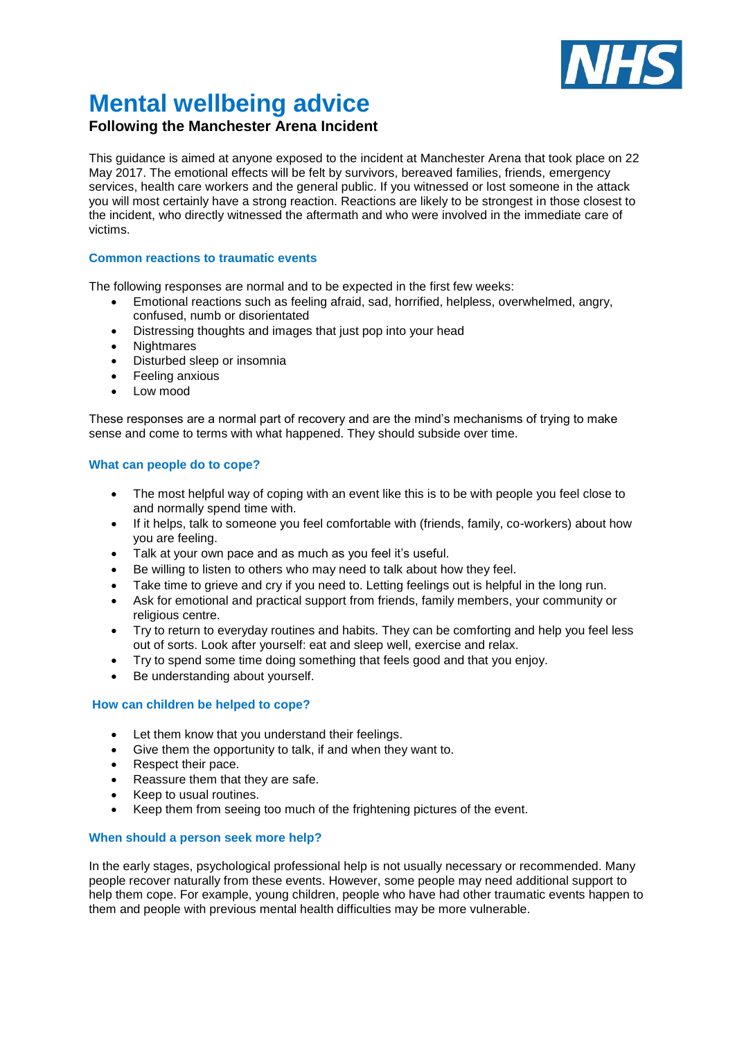NHS

# Mental wellbeing advice

**Following the Manchester Arena Incident**

This guidance is aimed at anyone exposed to the incident at Manchester Arena that took place on 22 May 2017. The emotional effects will be felt by survivors, bereaved families, friends, emergency services, health care workers and the general public. If you witnessed or lost someone in the attack you will most certainly have a strong reaction. Reactions are likely to be strongest in those closest to the incident, who directly witnessed the aftermath and who were involved in the immediate care of victims.

### Common reactions to traumatic events

The following responses are normal and to be expected in the first few weeks:

- Emotional reactions such as feeling afraid, sad, horrified, helpless, overwhelmed, angry, confused, numb or disorientated
- Distressing thoughts and images that just pop into your head
- Nightmares
- Disturbed sleep or insomnia
- Feeling anxious
- Low mood

These responses are a normal part of recovery and are the mind's mechanisms of trying to make sense and come to terms with what happened. They should subside over time.

### What can people do to cope?

- The most helpful way of coping with an event like this is to be with people you feel close to and normally spend time with.
- If it helps, talk to someone you feel comfortable with (friends, family, co-workers) about how you are feeling.
- Talk at your own pace and as much as you feel it's useful.
- Be willing to listen to others who may need to talk about how they feel.
- Take time to grieve and cry if you need to. Letting feelings out is helpful in the long run.
- Ask for emotional and practical support from friends, family members, your community or religious centre.
- Try to return to everyday routines and habits. They can be comforting and help you feel less out of sorts. Look after yourself: eat and sleep well, exercise and relax.
- Try to spend some time doing something that feels good and that you enjoy.
- Be understanding about yourself.

### How can children be helped to cope?

- Let them know that you understand their feelings.
- Give them the opportunity to talk, if and when they want to.
- Respect their pace.
- Reassure them that they are safe.
- Keep to usual routines.
- Keep them from seeing too much of the frightening pictures of the event.

### When should a person seek more help?

In the early stages, psychological professional help is not usually necessary or recommended. Many people recover naturally from these events. However, some people may need additional support to help them cope. For example, young children, people who have had other traumatic events happen to them and people with previous mental health difficulties may be more vulnerable.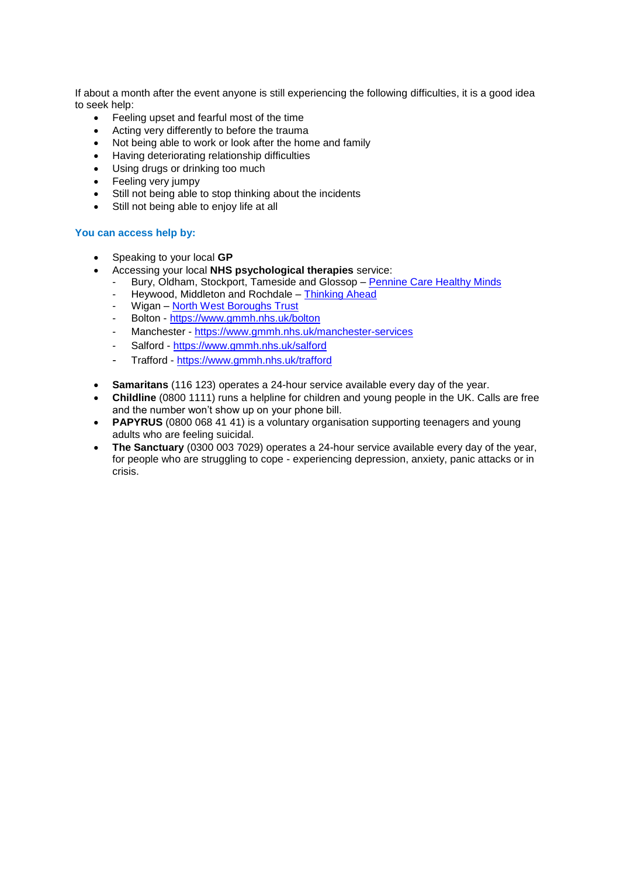If about a month after the event anyone is still experiencing the following difficulties, it is a good idea to seek help:

- Feeling upset and fearful most of the time
- Acting very differently to before the trauma
- Not being able to work or look after the home and family
- Having deteriorating relationship difficulties
- Using drugs or drinking too much
- Feeling very jumpy
- Still not being able to stop thinking about the incidents
- Still not being able to enjoy life at all

### You can access help by:

- Speaking to your local **GP**
- Accessing your local **NHS psychological therapies** service:
  - Bury, Oldham, Stockport, Tameside and Glossop – Pennine Care Healthy Minds
  - Heywood, Middleton and Rochdale – Thinking Ahead
  - Wigan – North West Boroughs Trust
  - Bolton - https://www.gmmh.nhs.uk/bolton
  - Manchester - https://www.gmmh.nhs.uk/manchester-services
  - Salford - https://www.gmmh.nhs.uk/salford
  - Trafford - https://www.gmmh.nhs.uk/trafford

- **Samaritans** (116 123) operates a 24-hour service available every day of the year.
- **Childline** (0800 1111) runs a helpline for children and young people in the UK. Calls are free and the number won't show up on your phone bill.
- **PAPYRUS** (0800 068 41 41) is a voluntary organisation supporting teenagers and young adults who are feeling suicidal.
- **The Sanctuary** (0300 003 7029) operates a 24-hour service available every day of the year, for people who are struggling to cope - experiencing depression, anxiety, panic attacks or in crisis.